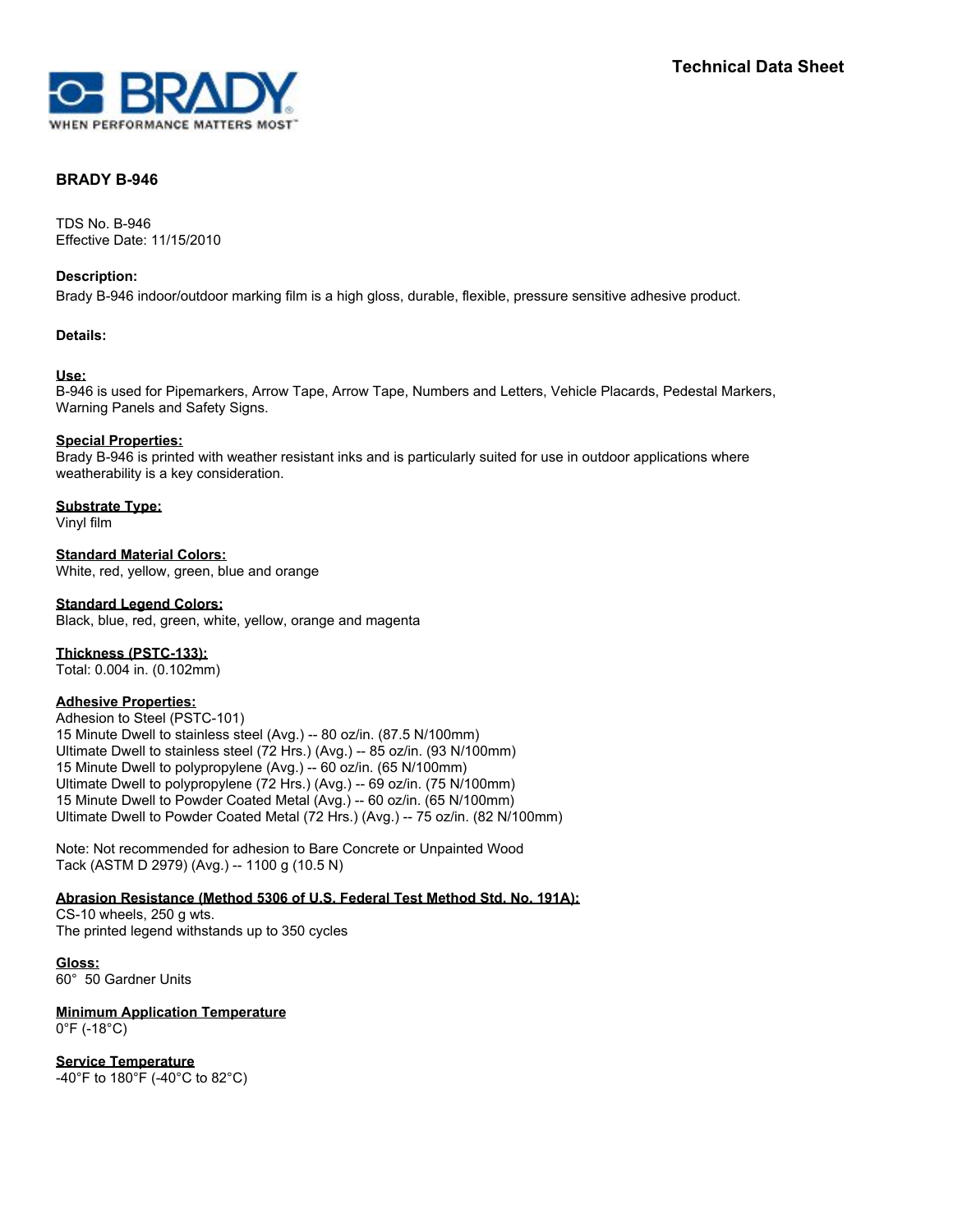Technical Data Sheet

# BRADY B-946

TDS No. B-946
Effective Date: 11/15/2010

**Description:**
Brady B-946 indoor/outdoor marking film is a high gloss, durable, flexible, pressure sensitive adhesive product.

**Details:**

**Use:**
B-946 is used for Pipemarkers, Arrow Tape, Arrow Tape, Numbers and Letters, Vehicle Placards, Pedestal Markers, Warning Panels and Safety Signs.

**Special Properties:**
Brady B-946 is printed with weather resistant inks and is particularly suited for use in outdoor applications where weatherability is a key consideration.

**Substrate Type:**
Vinyl film

**Standard Material Colors:**
White, red, yellow, green, blue and orange

**Standard Legend Colors:**
Black, blue, red, green, white, yellow, orange and magenta

**Thickness (PSTC-133):**
Total: 0.004 in. (0.102mm)

**Adhesive Properties:**
Adhesion to Steel (PSTC-101)
15 Minute Dwell to stainless steel (Avg.) -- 80 oz/in. (87.5 N/100mm)
Ultimate Dwell to stainless steel (72 Hrs.) (Avg.) -- 85 oz/in. (93 N/100mm)
15 Minute Dwell to polypropylene (Avg.) -- 60 oz/in. (65 N/100mm)
Ultimate Dwell to polypropylene (72 Hrs.) (Avg.) -- 69 oz/in. (75 N/100mm)
15 Minute Dwell to Powder Coated Metal (Avg.) -- 60 oz/in. (65 N/100mm)
Ultimate Dwell to Powder Coated Metal (72 Hrs.) (Avg.) -- 75 oz/in. (82 N/100mm)

Note: Not recommended for adhesion to Bare Concrete or Unpainted Wood
Tack (ASTM D 2979) (Avg.) -- 1100 g (10.5 N)

**Abrasion Resistance (Method 5306 of U.S. Federal Test Method Std. No. 191A):**
CS-10 wheels, 250 g wts.
The printed legend withstands up to 350 cycles

**Gloss:**
60° 50 Gardner Units

**Minimum Application Temperature**
0°F (-18°C)

**Service Temperature**
-40°F to 180°F (-40°C to 82°C)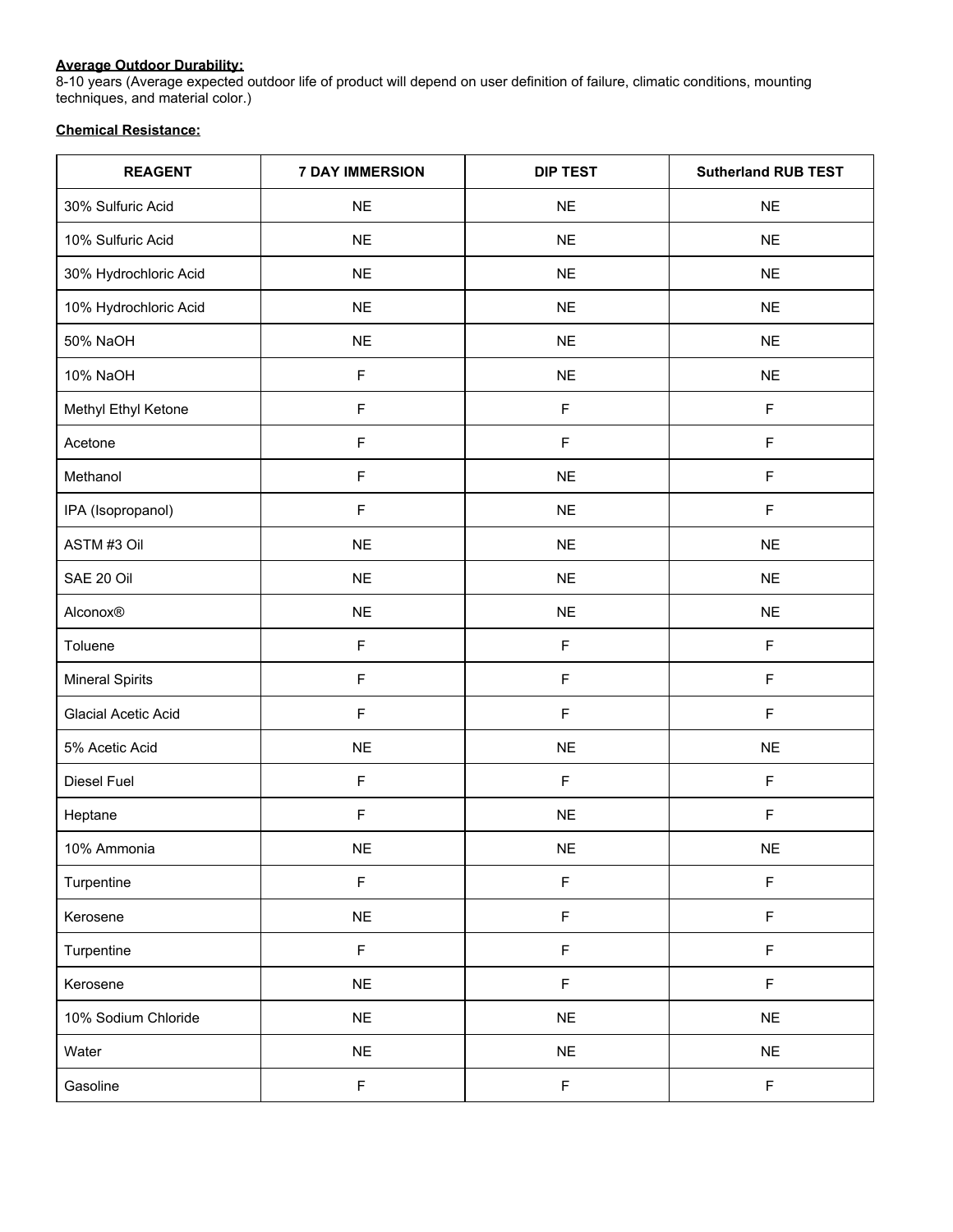**Average Outdoor Durability:**
8-10 years (Average expected outdoor life of product will depend on user definition of failure, climatic conditions, mounting techniques, and material color.)

**Chemical Resistance:**

| REAGENT | 7 DAY IMMERSION | DIP TEST | Sutherland RUB TEST |
|---|---|---|---|
| 30% Sulfuric Acid | NE | NE | NE |
| 10% Sulfuric Acid | NE | NE | NE |
| 30% Hydrochloric Acid | NE | NE | NE |
| 10% Hydrochloric Acid | NE | NE | NE |
| 50% NaOH | NE | NE | NE |
| 10% NaOH | F | NE | NE |
| Methyl Ethyl Ketone | F | F | F |
| Acetone | F | F | F |
| Methanol | F | NE | F |
| IPA (Isopropanol) | F | NE | F |
| ASTM #3 Oil | NE | NE | NE |
| SAE 20 Oil | NE | NE | NE |
| Alconox® | NE | NE | NE |
| Toluene | F | F | F |
| Mineral Spirits | F | F | F |
| Glacial Acetic Acid | F | F | F |
| 5% Acetic Acid | NE | NE | NE |
| Diesel Fuel | F | F | F |
| Heptane | F | NE | F |
| 10% Ammonia | NE | NE | NE |
| Turpentine | F | F | F |
| Kerosene | NE | F | F |
| Turpentine | F | F | F |
| Kerosene | NE | F | F |
| 10% Sodium Chloride | NE | NE | NE |
| Water | NE | NE | NE |
| Gasoline | F | F | F |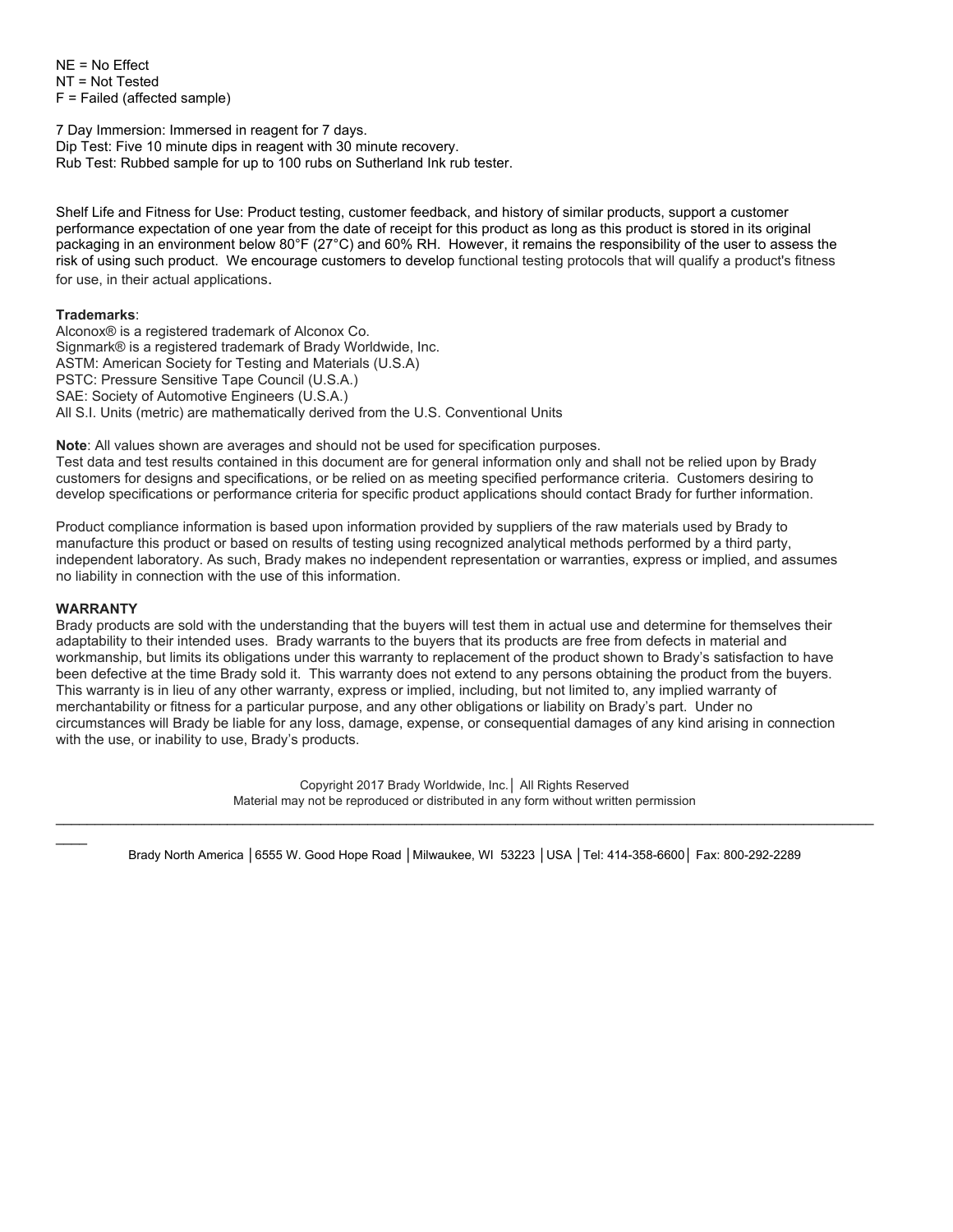NE = No Effect
NT = Not Tested
F = Failed (affected sample)

7 Day Immersion: Immersed in reagent for 7 days.
Dip Test: Five 10 minute dips in reagent with 30 minute recovery.
Rub Test: Rubbed sample for up to 100 rubs on Sutherland Ink rub tester.

Shelf Life and Fitness for Use: Product testing, customer feedback, and history of similar products, support a customer performance expectation of one year from the date of receipt for this product as long as this product is stored in its original packaging in an environment below 80°F (27°C) and 60% RH. However, it remains the responsibility of the user to assess the risk of using such product. We encourage customers to develop functional testing protocols that will qualify a product's fitness for use, in their actual applications.

**Trademarks**:
Alconox® is a registered trademark of Alconox Co.
Signmark® is a registered trademark of Brady Worldwide, Inc.
ASTM: American Society for Testing and Materials (U.S.A)
PSTC: Pressure Sensitive Tape Council (U.S.A.)
SAE: Society of Automotive Engineers (U.S.A.)
All S.I. Units (metric) are mathematically derived from the U.S. Conventional Units

**Note**: All values shown are averages and should not be used for specification purposes.
Test data and test results contained in this document are for general information only and shall not be relied upon by Brady customers for designs and specifications, or be relied on as meeting specified performance criteria. Customers desiring to develop specifications or performance criteria for specific product applications should contact Brady for further information.

Product compliance information is based upon information provided by suppliers of the raw materials used by Brady to manufacture this product or based on results of testing using recognized analytical methods performed by a third party, independent laboratory. As such, Brady makes no independent representation or warranties, express or implied, and assumes no liability in connection with the use of this information.

**WARRANTY**
Brady products are sold with the understanding that the buyers will test them in actual use and determine for themselves their adaptability to their intended uses. Brady warrants to the buyers that its products are free from defects in material and workmanship, but limits its obligations under this warranty to replacement of the product shown to Brady's satisfaction to have been defective at the time Brady sold it. This warranty does not extend to any persons obtaining the product from the buyers. This warranty is in lieu of any other warranty, express or implied, including, but not limited to, any implied warranty of merchantability or fitness for a particular purpose, and any other obligations or liability on Brady's part. Under no circumstances will Brady be liable for any loss, damage, expense, or consequential damages of any kind arising in connection with the use, or inability to use, Brady's products.

Copyright 2017 Brady Worldwide, Inc.│ All Rights Reserved
Material may not be reproduced or distributed in any form without written permission

Brady North America │6555 W. Good Hope Road │Milwaukee, WI 53223 │USA │Tel: 414-358-6600│ Fax: 800-292-2289